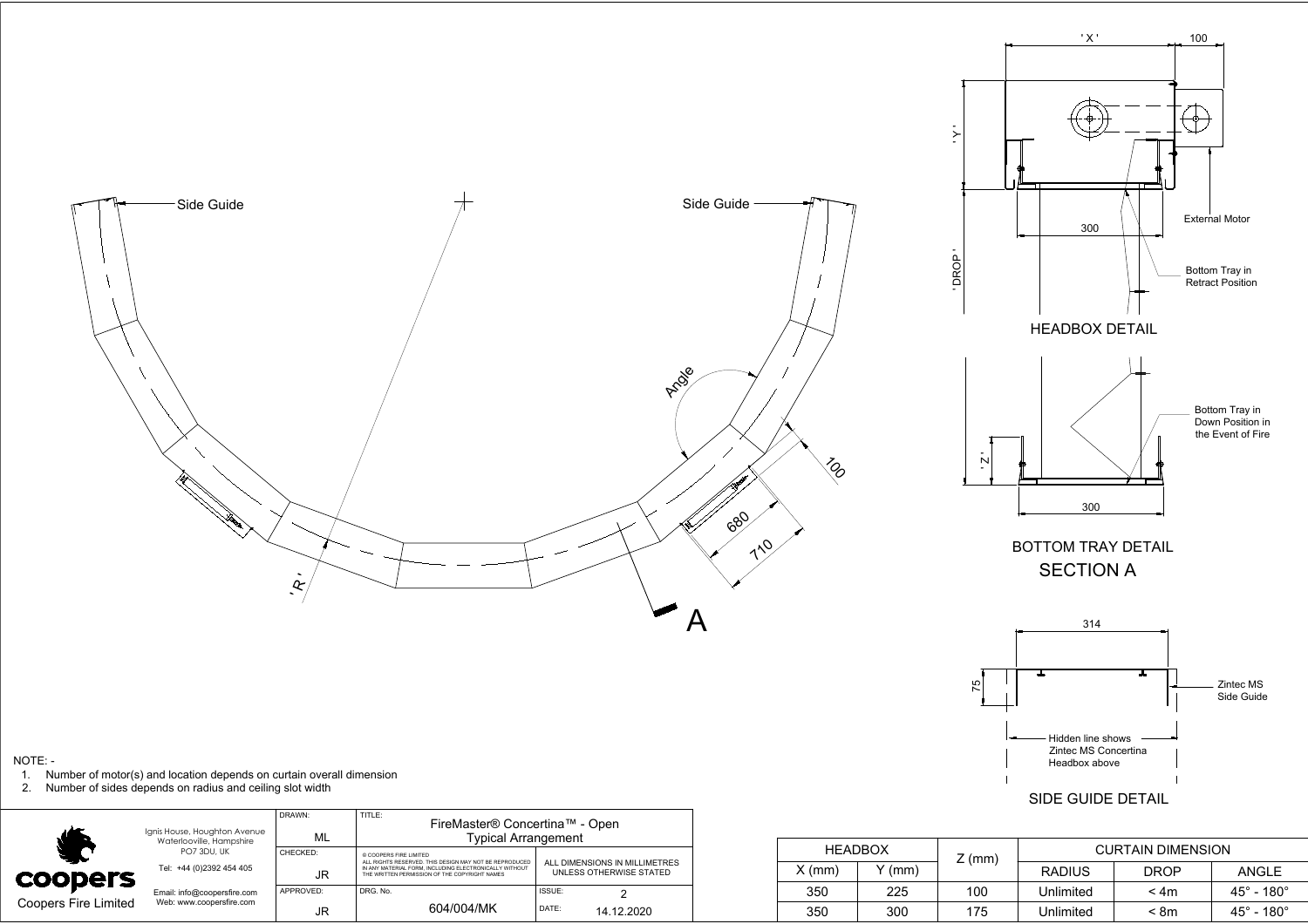Side Guide

Side Guide

Angle

100

680

710

'R'

A

' X '

100

' Y '

' DROP '

300

External Motor

Bottom Tray in Retract Position

HEADBOX DETAIL

' Z '

300

Bottom Tray in Down Position in the Event of Fire

BOTTOM TRAY DETAIL
SECTION A

314

75

Zintec MS Side Guide

Hidden line shows Zintec MS Concertina Headbox above

SIDE GUIDE DETAIL

NOTE: -

1. Number of motor(s) and location depends on curtain overall dimension
2. Number of sides depends on radius and ceiling slot width

| HEADBOX | | Z (mm) | CURTAIN DIMENSION | | |
|---|---|---|---|---|---|
| X (mm) | Y (mm) | | RADIUS | DROP | ANGLE |
| 350 | 225 | 100 | Unlimited | < 4m | 45° - 180° |
| 350 | 300 | 175 | Unlimited | < 8m | 45° - 180° |

coopers
Coopers Fire Limited

Ignis House, Houghton Avenue
Waterlooville, Hampshire
PO7 3DU, UK

Tel: +44 (0)2392 454 405

Email: info@coopersfire.com
Web: www.coopersfire.com

| DRAWN: ML | TITLE: FireMaster® Concertina™ - Open Typical Arrangement | |
|---|---|---|
| CHECKED: JR | © COOPERS FIRE LIMITED ALL RIGHTS RESERVED. THIS DESIGN MAY NOT BE REPRODUCED IN ANY MATERIAL FORM, INCLUDING ELECTRONICALLY WITHOUT THE WRITTEN PERMISSION OF THE COPYRIGHT NAMES | ALL DIMENSIONS IN MILLIMETRES UNLESS OTHERWISE STATED |
| APPROVED: JR | DRG. No. 604/004/MK | ISSUE: 2 / DATE: 14.12.2020 |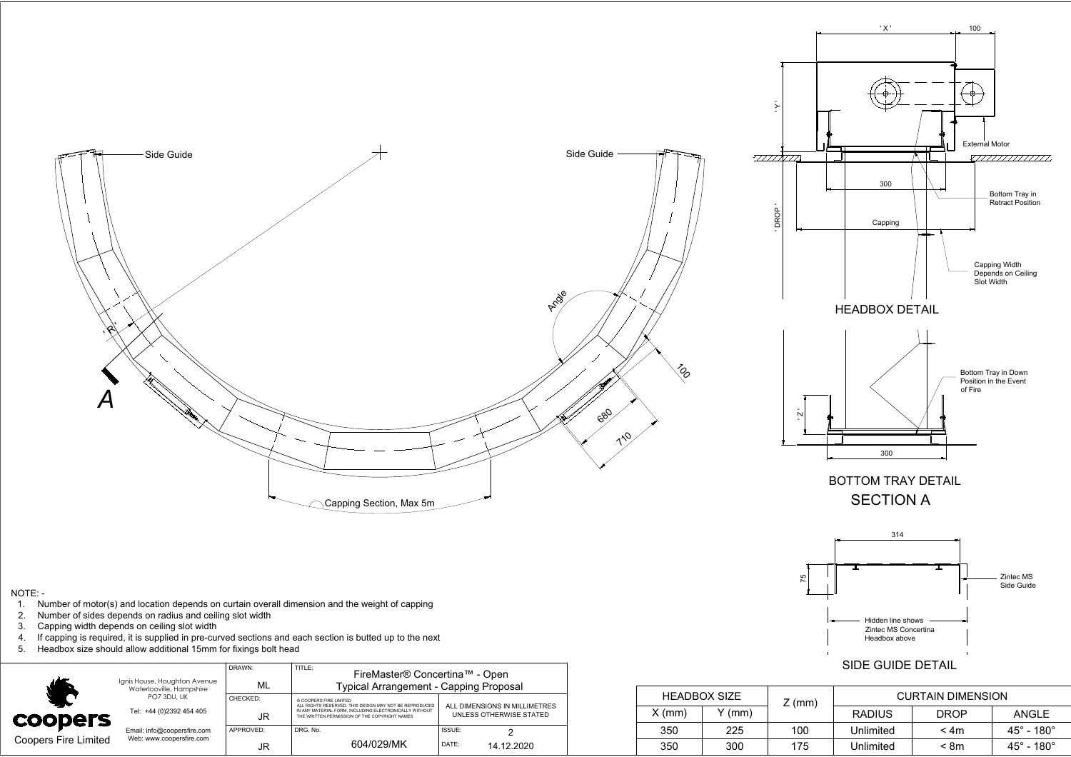Side Guide

Side Guide

'R'

A

Angle

100

680

710

Capping Section, Max 5m

## HEADBOX DETAIL

'X'

100

'Y'

External Motor

'DROP'

300

Bottom Tray in Retract Position

Capping

Capping Width Depends on Ceiling Slot Width

## BOTTOM TRAY DETAIL

## SECTION A

'Z'

Bottom Tray in Down Position in the Event of Fire

300

## SIDE GUIDE DETAIL

314

75

Zintec MS Side Guide

Hidden line shows Zintec MS Concertina Headbox above

NOTE: -

1. Number of motor(s) and location depends on curtain overall dimension and the weight of capping
2. Number of sides depends on radius and ceiling slot width
3. Capping width depends on ceiling slot width
4. If capping is required, it is supplied in pre-curved sections and each section is butted up to the next
5. Headbox size should allow additional 15mm for fixings bolt head

| HEADBOX SIZE | | Z (mm) | CURTAIN DIMENSION | | |
|---|---|---|---|---|---|
| X (mm) | Y (mm) | | RADIUS | DROP | ANGLE |
| 350 | 225 | 100 | Unlimited | < 4m | 45° - 180° |
| 350 | 300 | 175 | Unlimited | < 8m | 45° - 180° |

**coopers**

Coopers Fire Limited

Ignis House, Houghton Avenue
Waterlooville, Hampshire
PO7 3DU, UK

Tel: +44 (0)2392 454 405

Email: info@coopersfire.com
Web: www.coopersfire.com

| DRAWN: ML | TITLE: FireMaster® Concertina™ - Open Typical Arrangement - Capping Proposal | |
|---|---|---|
| CHECKED: JR | © COOPERS FIRE LIMITED ALL RIGHTS RESERVED. THIS DESIGN MAY NOT BE REPRODUCED IN ANY MATERIAL FORM, INCLUDING ELECTRONICALLY WITHOUT THE WRITTEN PERMISSION OF THE COPYRIGHT NAMES | ALL DIMENSIONS IN MILLIMETRES UNLESS OTHERWISE STATED |
| APPROVED: JR | DRG. No. 604/029/MK | ISSUE: 2 DATE: 14.12.2020 |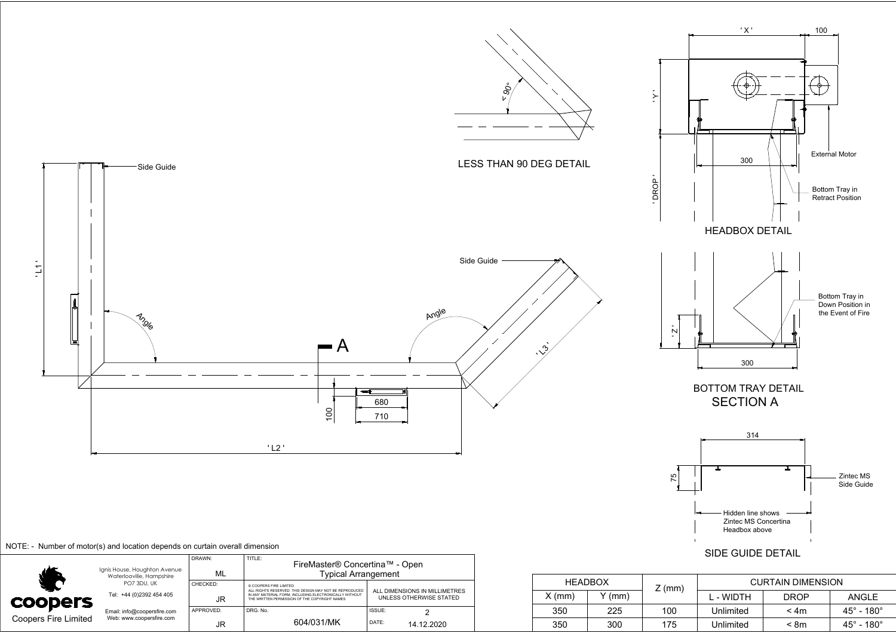LESS THAN 90 DEG DETAIL

< 90°

Side Guide

'L1'

Angle

Angle

Side Guide

A

'L3'

100

680

710

'L2'

HEADBOX DETAIL

'X'

100

'Y'

'DROP'

300

External Motor

Bottom Tray in Retract Position

BOTTOM TRAY DETAIL
SECTION A

'Z'

300

Bottom Tray in Down Position in the Event of Fire

SIDE GUIDE DETAIL

314

75

Zintec MS Side Guide

Hidden line shows Zintec MS Concertina Headbox above

NOTE: - Number of motor(s) and location depends on curtain overall dimension

| HEADBOX | | Z (mm) | CURTAIN DIMENSION | | |
|---|---|---|---|---|---|
| X (mm) | Y (mm) | | L - WIDTH | DROP | ANGLE |
| 350 | 225 | 100 | Unlimited | < 4m | 45° - 180° |
| 350 | 300 | 175 | Unlimited | < 8m | 45° - 180° |

| Coopers Fire Limited | Ignis House, Houghton Avenue, Waterlooville, Hampshire PO7 3DU, UK<br>Tel: +44 (0)2392 454 405<br>Email: info@coopersfire.com<br>Web: www.coopersfire.com | DRAWN: ML | TITLE: FireMaster® Concertina™ - Open Typical Arrangement | |
|---|---|---|---|---|
| | | CHECKED: JR | © COOPERS FIRE LIMITED ALL RIGHTS RESERVED. THIS DESIGN MAY NOT BE REPRODUCED IN ANY MATERIAL FORM, INCLUDING ELECTRONICALLY WITHOUT THE WRITTEN PERMISSION OF THE COPYRIGHT NAMES | ALL DIMENSIONS IN MILLIMETRES UNLESS OTHERWISE STATED |
| | | APPROVED: JR | DRG. No. 604/031/MK | ISSUE: 2<br>DATE: 14.12.2020 |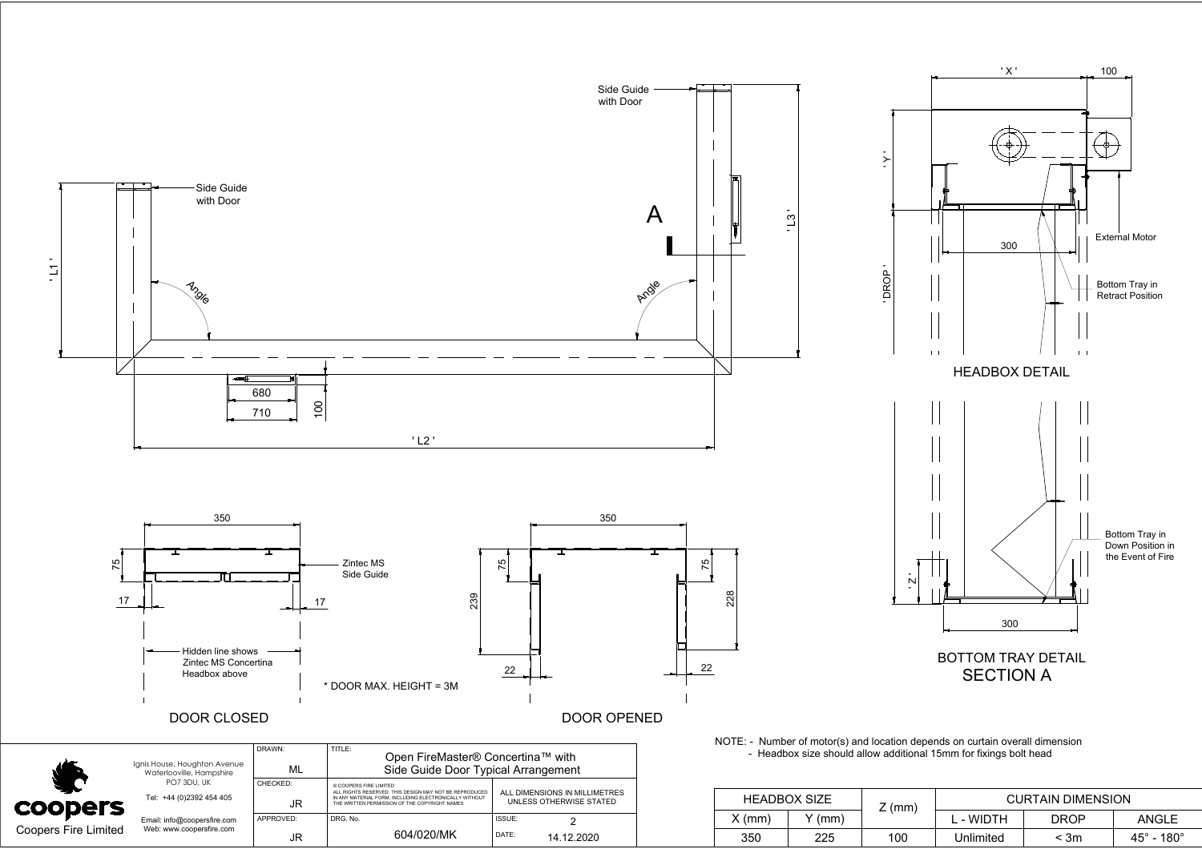Side Guide with Door

Side Guide with Door

'L1'

'L2'

'L3'

Angle

Angle

A

680

710

100

'X'

100

'Y'

'DROP'

300

External Motor

Bottom Tray in Retract Position

HEADBOX DETAIL

'Z'

300

Bottom Tray in Down Position in the Event of Fire

BOTTOM TRAY DETAIL
SECTION A

350

75

17

17

Zintec MS Side Guide

Hidden line shows Zintec MS Concertina Headbox above

DOOR CLOSED

\* DOOR MAX. HEIGHT = 3M

350

75

239

75

228

22

22

DOOR OPENED

NOTE: - Number of motor(s) and location depends on curtain overall dimension
- Headbox size should allow additional 15mm for fixings bolt head

| HEADBOX SIZE | | Z (mm) | CURTAIN DIMENSION | | |
|---|---|---|---|---|---|
| X (mm) | Y (mm) | | L - WIDTH | DROP | ANGLE |
| 350 | 225 | 100 | Unlimited | < 3m | 45° - 180° |

coopers
Coopers Fire Limited

Ignis House, Houghton Avenue
Waterlooville, Hampshire
PO7 3DU, UK
Tel: +44 (0)2392 454 405
Email: info@coopersfire.com
Web: www.coopersfire.com

| | | |
|---|---|---|
| DRAWN: ML | TITLE: Open FireMaster® Concertina™ with Side Guide Door Typical Arrangement | |
| CHECKED: JR | © COOPERS FIRE LIMITED ALL RIGHTS RESERVED. THIS DESIGN MAY NOT BE REPRODUCED IN ANY MATERIAL FORM, INCLUDING ELECTRONICALLY WITHOUT THE WRITTEN PERMISSION OF THE COPYRIGHT NAMES | ALL DIMENSIONS IN MILLIMETRES UNLESS OTHERWISE STATED |
| APPROVED: JR | DRG. No. 604/020/MK | ISSUE: 2 DATE: 14.12.2020 |